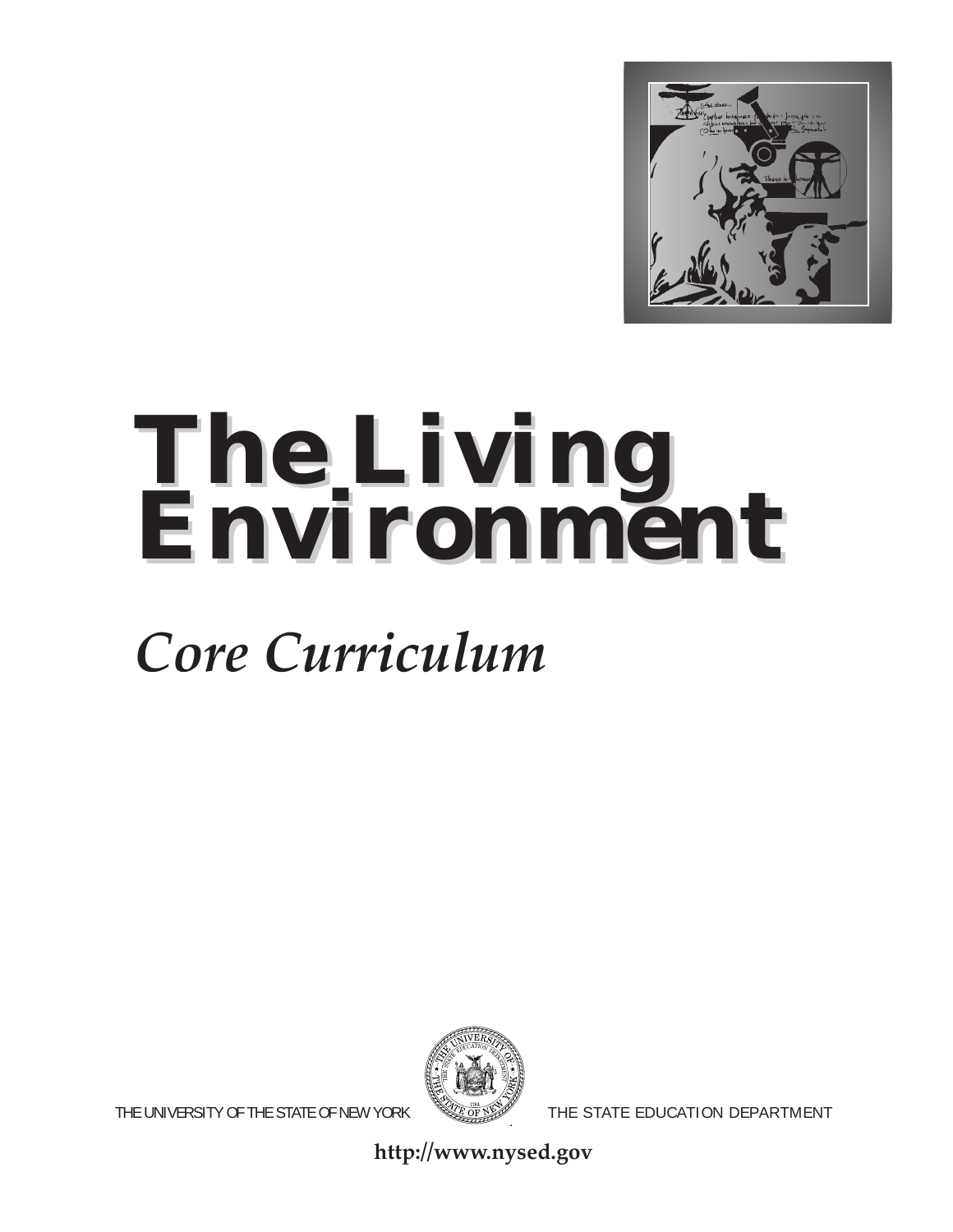# The Living Environment

*Core Curriculum*

THE UNIVERSITY OF THE STATE OF NEW YORK THE STATE EDUCATION DEPARTMENT

**http://www.nysed.gov**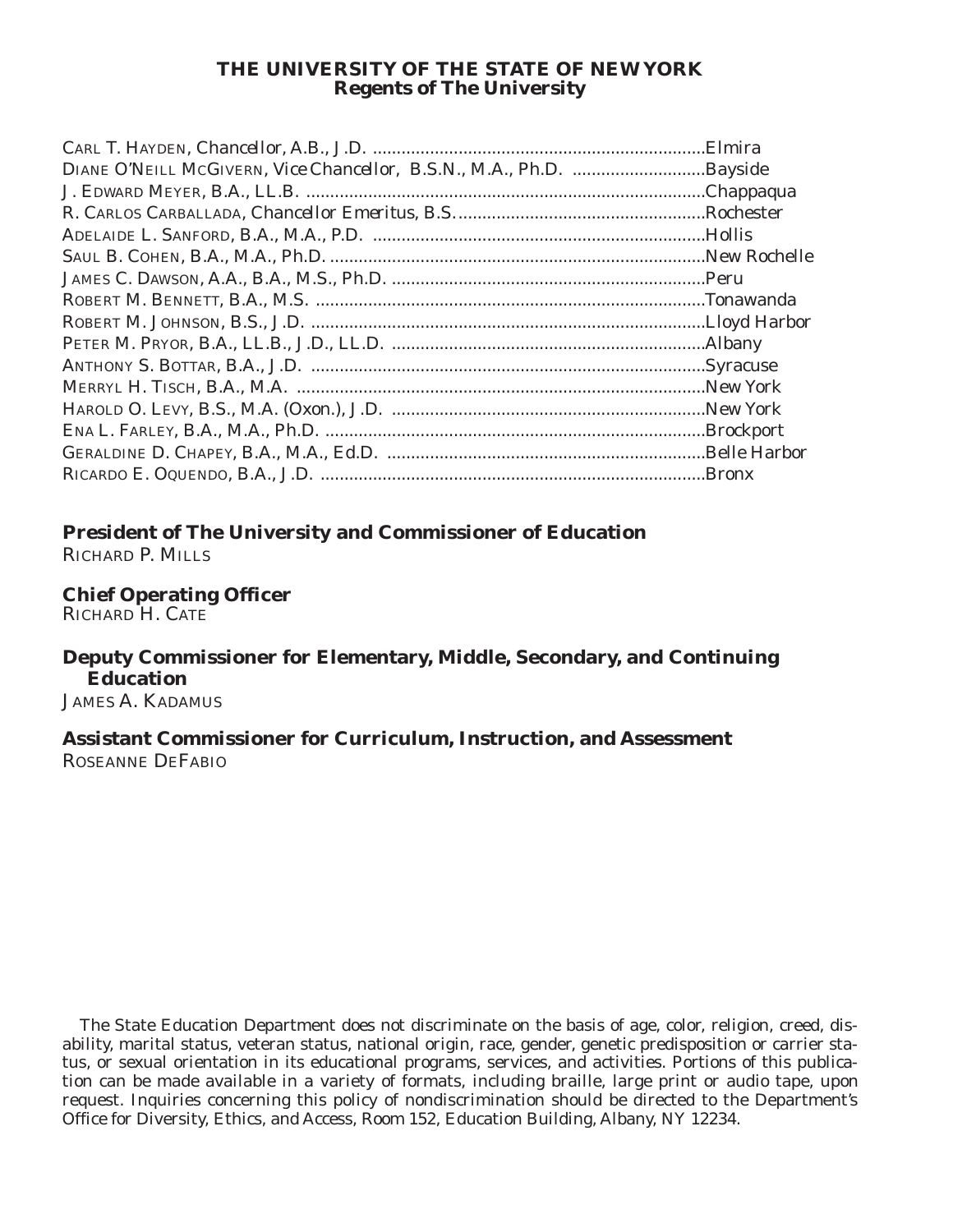# THE UNIVERSITY OF THE STATE OF NEW YORK
## Regents of The University

CARL T. HAYDEN, Chancellor, A.B., J.D. .....................................................................Elmira
DIANE O'NEILL MCGIVERN, Vice Chancellor, B.S.N., M.A., Ph.D. ...........................Bayside
J. EDWARD MEYER, B.A., LL.B. ...................................................................................Chappaqua
R. CARLOS CARBALLADA, Chancellor Emeritus, B.S. ....................................................Rochester
ADELAIDE L. SANFORD, B.A., M.A., P.D. .....................................................................Hollis
SAUL B. COHEN, B.A., M.A., Ph.D. ..............................................................................New Rochelle
JAMES C. DAWSON, A.A., B.A., M.S., Ph.D. .................................................................Peru
ROBERT M. BENNETT, B.A., M.S. .................................................................................Tonawanda
ROBERT M. JOHNSON, B.S., J.D. ..................................................................................Lloyd Harbor
PETER M. PRYOR, B.A., LL.B., J.D., LL.D. .................................................................Albany
ANTHONY S. BOTTAR, B.A., J.D. ..................................................................................Syracuse
MERRYL H. TISCH, B.A., M.A. .....................................................................................New York
HAROLD O. LEVY, B.S., M.A. (Oxon.), J.D. .................................................................New York
ENA L. FARLEY, B.A., M.A., Ph.D. ...............................................................................Brockport
GERALDINE D. CHAPEY, B.A., M.A., Ed.D. ..................................................................Belle Harbor
RICARDO E. OQUENDO, B.A., J.D. ................................................................................Bronx

**President of The University and Commissioner of Education**
RICHARD P. MILLS

**Chief Operating Officer**
RICHARD H. CATE

**Deputy Commissioner for Elementary, Middle, Secondary, and Continuing Education**
JAMES A. KADAMUS

**Assistant Commissioner for Curriculum, Instruction, and Assessment**
ROSEANNE DEFABIO

The State Education Department does not discriminate on the basis of age, color, religion, creed, disability, marital status, veteran status, national origin, race, gender, genetic predisposition or carrier status, or sexual orientation in its educational programs, services, and activities. Portions of this publication can be made available in a variety of formats, including braille, large print or audio tape, upon request. Inquiries concerning this policy of nondiscrimination should be directed to the Department's Office for Diversity, Ethics, and Access, Room 152, Education Building, Albany, NY 12234.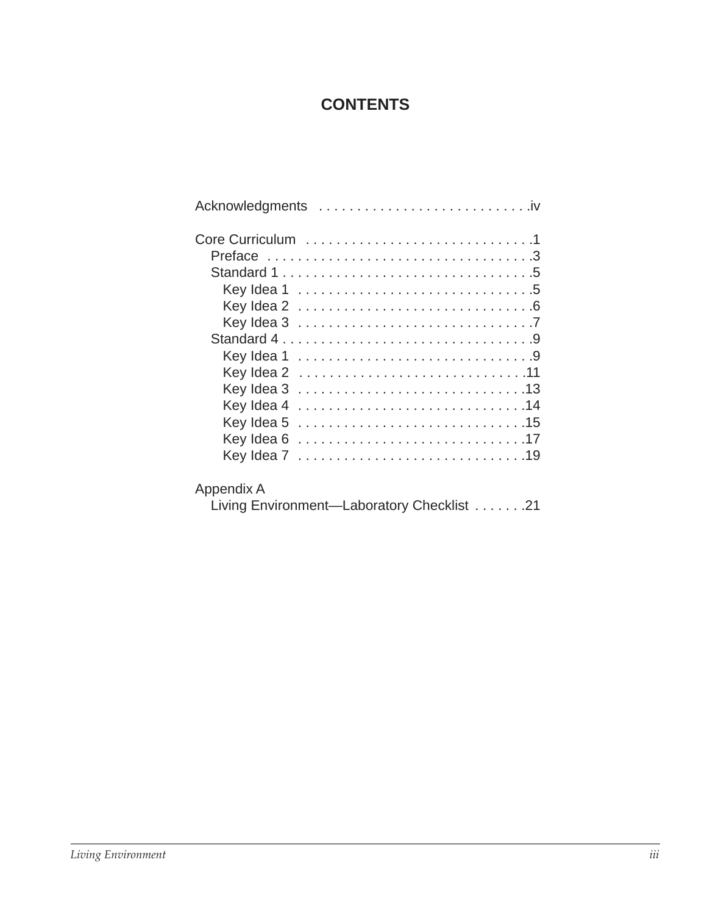# CONTENTS

Acknowledgments . . . . . . . . . . . . . . . . . . . . . . . . . . . .iv

Core Curriculum . . . . . . . . . . . . . . . . . . . . . . . . . . . . .1

- Preface . . . . . . . . . . . . . . . . . . . . . . . . . . . . . . . . . .3
- Standard 1 . . . . . . . . . . . . . . . . . . . . . . . . . . . . . . . .5
  - Key Idea 1 . . . . . . . . . . . . . . . . . . . . . . . . . . . . . .5
  - Key Idea 2 . . . . . . . . . . . . . . . . . . . . . . . . . . . . . .6
  - Key Idea 3 . . . . . . . . . . . . . . . . . . . . . . . . . . . . . .7
- Standard 4 . . . . . . . . . . . . . . . . . . . . . . . . . . . . . . . .9
  - Key Idea 1 . . . . . . . . . . . . . . . . . . . . . . . . . . . . . .9
  - Key Idea 2 . . . . . . . . . . . . . . . . . . . . . . . . . . . . .11
  - Key Idea 3 . . . . . . . . . . . . . . . . . . . . . . . . . . . . .13
  - Key Idea 4 . . . . . . . . . . . . . . . . . . . . . . . . . . . . .14
  - Key Idea 5 . . . . . . . . . . . . . . . . . . . . . . . . . . . . .15
  - Key Idea 6 . . . . . . . . . . . . . . . . . . . . . . . . . . . . .17
  - Key Idea 7 . . . . . . . . . . . . . . . . . . . . . . . . . . . . .19

Appendix A

- Living Environment—Laboratory Checklist . . . . . . .21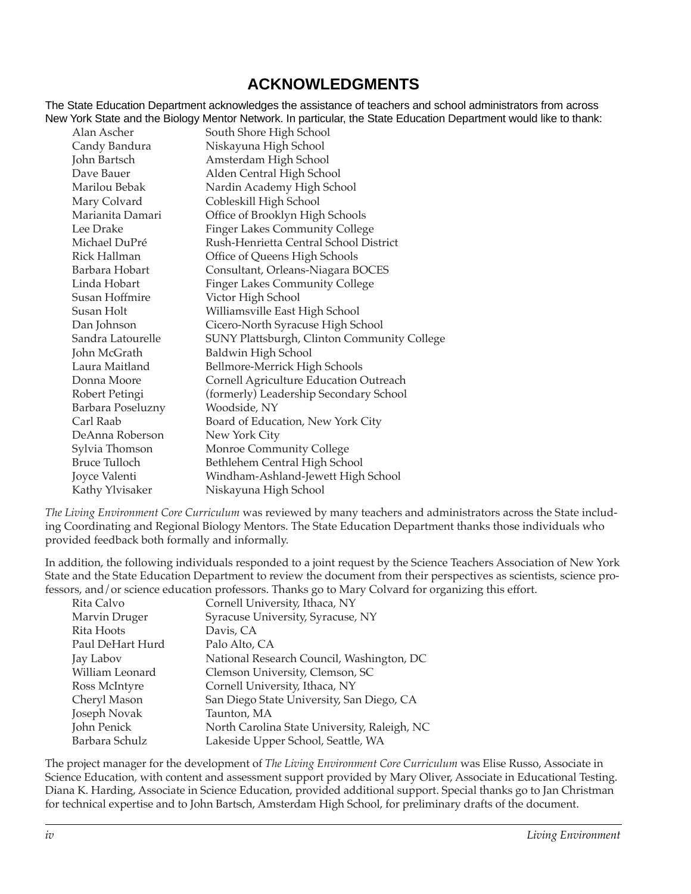# ACKNOWLEDGMENTS

The State Education Department acknowledges the assistance of teachers and school administrators from across New York State and the Biology Mentor Network. In particular, the State Education Department would like to thank:

| | |
|---|---|
| Alan Ascher | South Shore High School |
| Candy Bandura | Niskayuna High School |
| John Bartsch | Amsterdam High School |
| Dave Bauer | Alden Central High School |
| Marilou Bebak | Nardin Academy High School |
| Mary Colvard | Cobleskill High School |
| Marianita Damari | Office of Brooklyn High Schools |
| Lee Drake | Finger Lakes Community College |
| Michael DuPré | Rush-Henrietta Central School District |
| Rick Hallman | Office of Queens High Schools |
| Barbara Hobart | Consultant, Orleans-Niagara BOCES |
| Linda Hobart | Finger Lakes Community College |
| Susan Hoffmire | Victor High School |
| Susan Holt | Williamsville East High School |
| Dan Johnson | Cicero-North Syracuse High School |
| Sandra Latourelle | SUNY Plattsburgh, Clinton Community College |
| John McGrath | Baldwin High School |
| Laura Maitland | Bellmore-Merrick High Schools |
| Donna Moore | Cornell Agriculture Education Outreach |
| Robert Petingi | (formerly) Leadership Secondary School |
| Barbara Poseluzny | Woodside, NY |
| Carl Raab | Board of Education, New York City |
| DeAnna Roberson | New York City |
| Sylvia Thomson | Monroe Community College |
| Bruce Tulloch | Bethlehem Central High School |
| Joyce Valenti | Windham-Ashland-Jewett High School |
| Kathy Ylvisaker | Niskayuna High School |

*The Living Environment Core Curriculum* was reviewed by many teachers and administrators across the State including Coordinating and Regional Biology Mentors. The State Education Department thanks those individuals who provided feedback both formally and informally.

In addition, the following individuals responded to a joint request by the Science Teachers Association of New York State and the State Education Department to review the document from their perspectives as scientists, science professors, and/or science education professors. Thanks go to Mary Colvard for organizing this effort.

| | |
|---|---|
| Rita Calvo | Cornell University, Ithaca, NY |
| Marvin Druger | Syracuse University, Syracuse, NY |
| Rita Hoots | Davis, CA |
| Paul DeHart Hurd | Palo Alto, CA |
| Jay Labov | National Research Council, Washington, DC |
| William Leonard | Clemson University, Clemson, SC |
| Ross McIntyre | Cornell University, Ithaca, NY |
| Cheryl Mason | San Diego State University, San Diego, CA |
| Joseph Novak | Taunton, MA |
| John Penick | North Carolina State University, Raleigh, NC |
| Barbara Schulz | Lakeside Upper School, Seattle, WA |

The project manager for the development of *The Living Environment Core Curriculum* was Elise Russo, Associate in Science Education, with content and assessment support provided by Mary Oliver, Associate in Educational Testing. Diana K. Harding, Associate in Science Education, provided additional support. Special thanks go to Jan Christman for technical expertise and to John Bartsch, Amsterdam High School, for preliminary drafts of the document.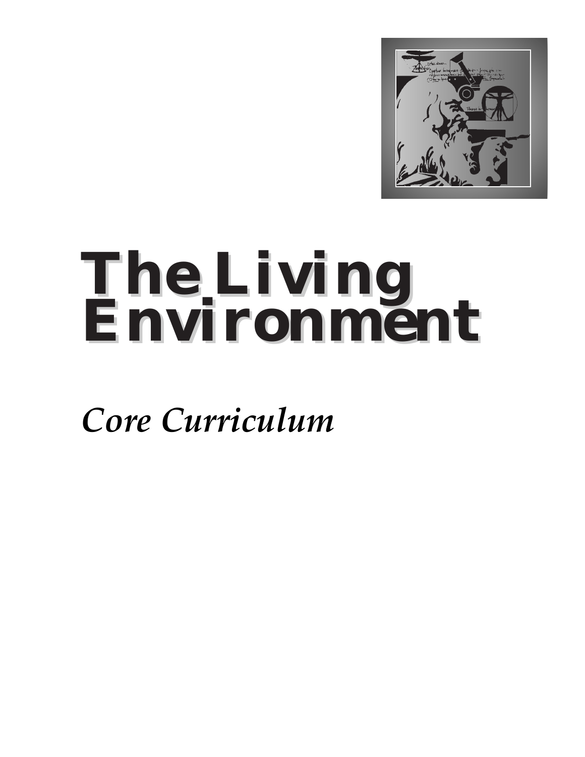# The Living Environment

*Core Curriculum*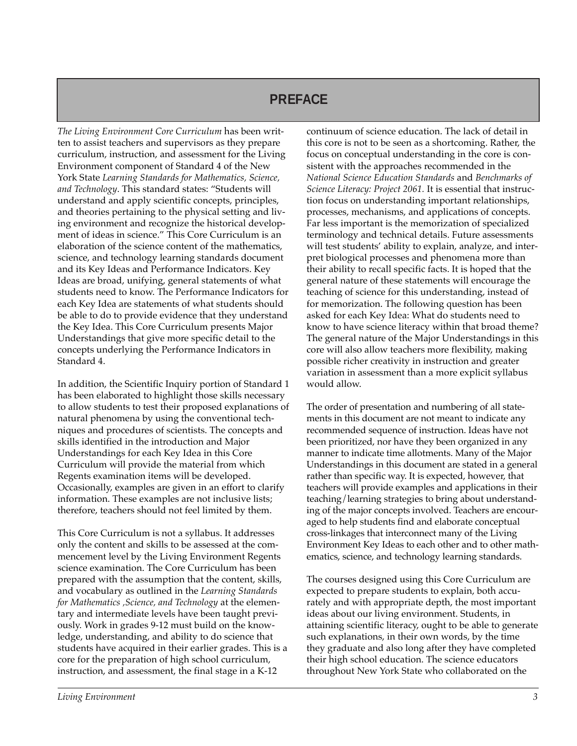# PREFACE

*The Living Environment Core Curriculum* has been written to assist teachers and supervisors as they prepare curriculum, instruction, and assessment for the Living Environment component of Standard 4 of the New York State *Learning Standards for Mathematics, Science, and Technology*. This standard states: "Students will understand and apply scientific concepts, principles, and theories pertaining to the physical setting and living environment and recognize the historical development of ideas in science." This Core Curriculum is an elaboration of the science content of the mathematics, science, and technology learning standards document and its Key Ideas and Performance Indicators. Key Ideas are broad, unifying, general statements of what students need to know. The Performance Indicators for each Key Idea are statements of what students should be able to do to provide evidence that they understand the Key Idea. This Core Curriculum presents Major Understandings that give more specific detail to the concepts underlying the Performance Indicators in Standard 4.

In addition, the Scientific Inquiry portion of Standard 1 has been elaborated to highlight those skills necessary to allow students to test their proposed explanations of natural phenomena by using the conventional techniques and procedures of scientists. The concepts and skills identified in the introduction and Major Understandings for each Key Idea in this Core Curriculum will provide the material from which Regents examination items will be developed. Occasionally, examples are given in an effort to clarify information. These examples are not inclusive lists; therefore, teachers should not feel limited by them.

This Core Curriculum is not a syllabus. It addresses only the content and skills to be assessed at the commencement level by the Living Environment Regents science examination. The Core Curriculum has been prepared with the assumption that the content, skills, and vocabulary as outlined in the *Learning Standards for Mathematics ,Science, and Technology* at the elementary and intermediate levels have been taught previously. Work in grades 9-12 must build on the knowledge, understanding, and ability to do science that students have acquired in their earlier grades. This is a core for the preparation of high school curriculum, instruction, and assessment, the final stage in a K-12 continuum of science education. The lack of detail in this core is not to be seen as a shortcoming. Rather, the focus on conceptual understanding in the core is consistent with the approaches recommended in the *National Science Education Standards* and *Benchmarks of Science Literacy: Project 2061.* It is essential that instruction focus on understanding important relationships, processes, mechanisms, and applications of concepts. Far less important is the memorization of specialized terminology and technical details. Future assessments will test students' ability to explain, analyze, and interpret biological processes and phenomena more than their ability to recall specific facts. It is hoped that the general nature of these statements will encourage the teaching of science for this understanding, instead of for memorization. The following question has been asked for each Key Idea: What do students need to know to have science literacy within that broad theme? The general nature of the Major Understandings in this core will also allow teachers more flexibility, making possible richer creativity in instruction and greater variation in assessment than a more explicit syllabus would allow.

The order of presentation and numbering of all statements in this document are not meant to indicate any recommended sequence of instruction. Ideas have not been prioritized, nor have they been organized in any manner to indicate time allotments. Many of the Major Understandings in this document are stated in a general rather than specific way. It is expected, however, that teachers will provide examples and applications in their teaching/learning strategies to bring about understanding of the major concepts involved. Teachers are encouraged to help students find and elaborate conceptual cross-linkages that interconnect many of the Living Environment Key Ideas to each other and to other mathematics, science, and technology learning standards.

The courses designed using this Core Curriculum are expected to prepare students to explain, both accurately and with appropriate depth, the most important ideas about our living environment. Students, in attaining scientific literacy, ought to be able to generate such explanations, in their own words, by the time they graduate and also long after they have completed their high school education. The science educators throughout New York State who collaborated on the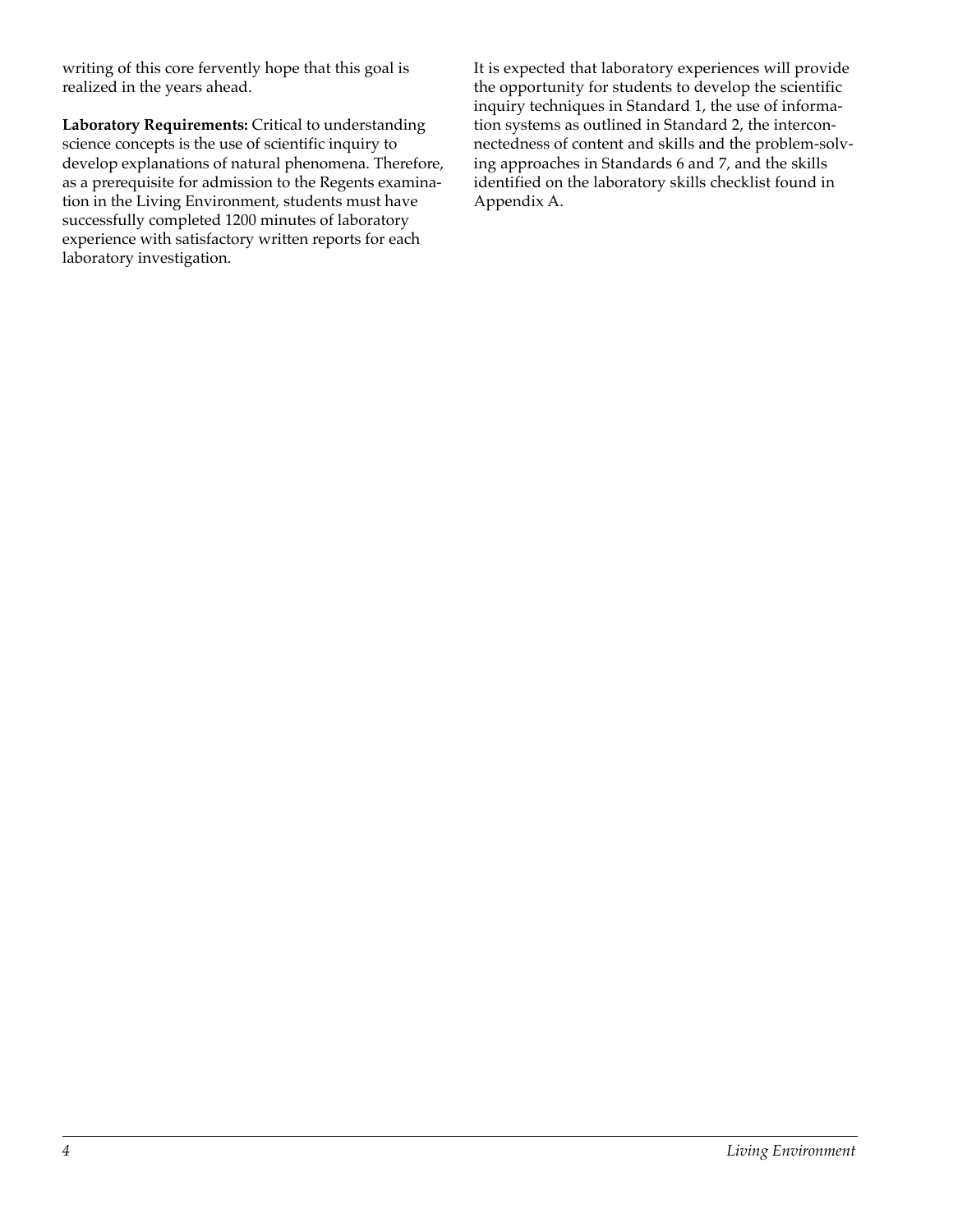writing of this core fervently hope that this goal is realized in the years ahead.

**Laboratory Requirements:** Critical to understanding science concepts is the use of scientific inquiry to develop explanations of natural phenomena. Therefore, as a prerequisite for admission to the Regents examination in the Living Environment, students must have successfully completed 1200 minutes of laboratory experience with satisfactory written reports for each laboratory investigation.

It is expected that laboratory experiences will provide the opportunity for students to develop the scientific inquiry techniques in Standard 1, the use of information systems as outlined in Standard 2, the interconnectedness of content and skills and the problem-solving approaches in Standards 6 and 7, and the skills identified on the laboratory skills checklist found in Appendix A.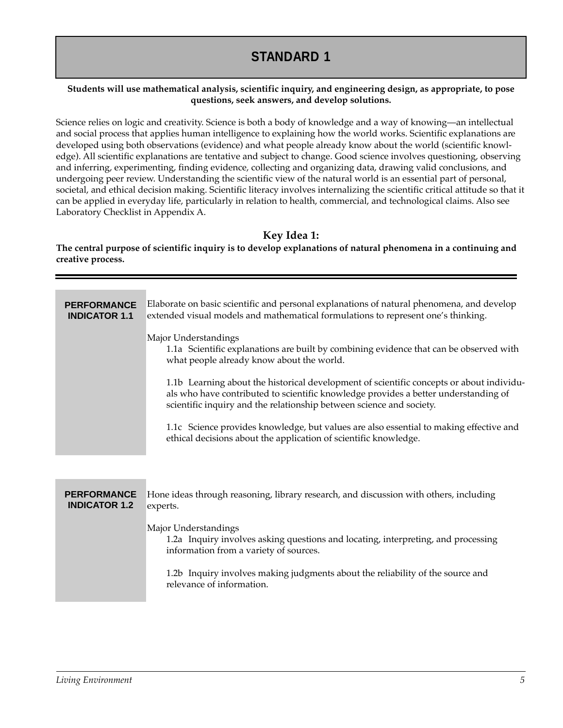# STANDARD 1

**Students will use mathematical analysis, scientific inquiry, and engineering design, as appropriate, to pose questions, seek answers, and develop solutions.**

Science relies on logic and creativity. Science is both a body of knowledge and a way of knowing—an intellectual and social process that applies human intelligence to explaining how the world works. Scientific explanations are developed using both observations (evidence) and what people already know about the world (scientific knowledge). All scientific explanations are tentative and subject to change. Good science involves questioning, observing and inferring, experimenting, finding evidence, collecting and organizing data, drawing valid conclusions, and undergoing peer review. Understanding the scientific view of the natural world is an essential part of personal, societal, and ethical decision making. Scientific literacy involves internalizing the scientific critical attitude so that it can be applied in everyday life, particularly in relation to health, commercial, and technological claims. Also see Laboratory Checklist in Appendix A.

## Key Idea 1:

**The central purpose of scientific inquiry is to develop explanations of natural phenomena in a continuing and creative process.**

---

**PERFORMANCE INDICATOR 1.1**

Elaborate on basic scientific and personal explanations of natural phenomena, and develop extended visual models and mathematical formulations to represent one's thinking.

Major Understandings

1.1a Scientific explanations are built by combining evidence that can be observed with what people already know about the world.

1.1b Learning about the historical development of scientific concepts or about individuals who have contributed to scientific knowledge provides a better understanding of scientific inquiry and the relationship between science and society.

1.1c Science provides knowledge, but values are also essential to making effective and ethical decisions about the application of scientific knowledge.

**PERFORMANCE INDICATOR 1.2**

Hone ideas through reasoning, library research, and discussion with others, including experts.

Major Understandings

1.2a Inquiry involves asking questions and locating, interpreting, and processing information from a variety of sources.

1.2b Inquiry involves making judgments about the reliability of the source and relevance of information.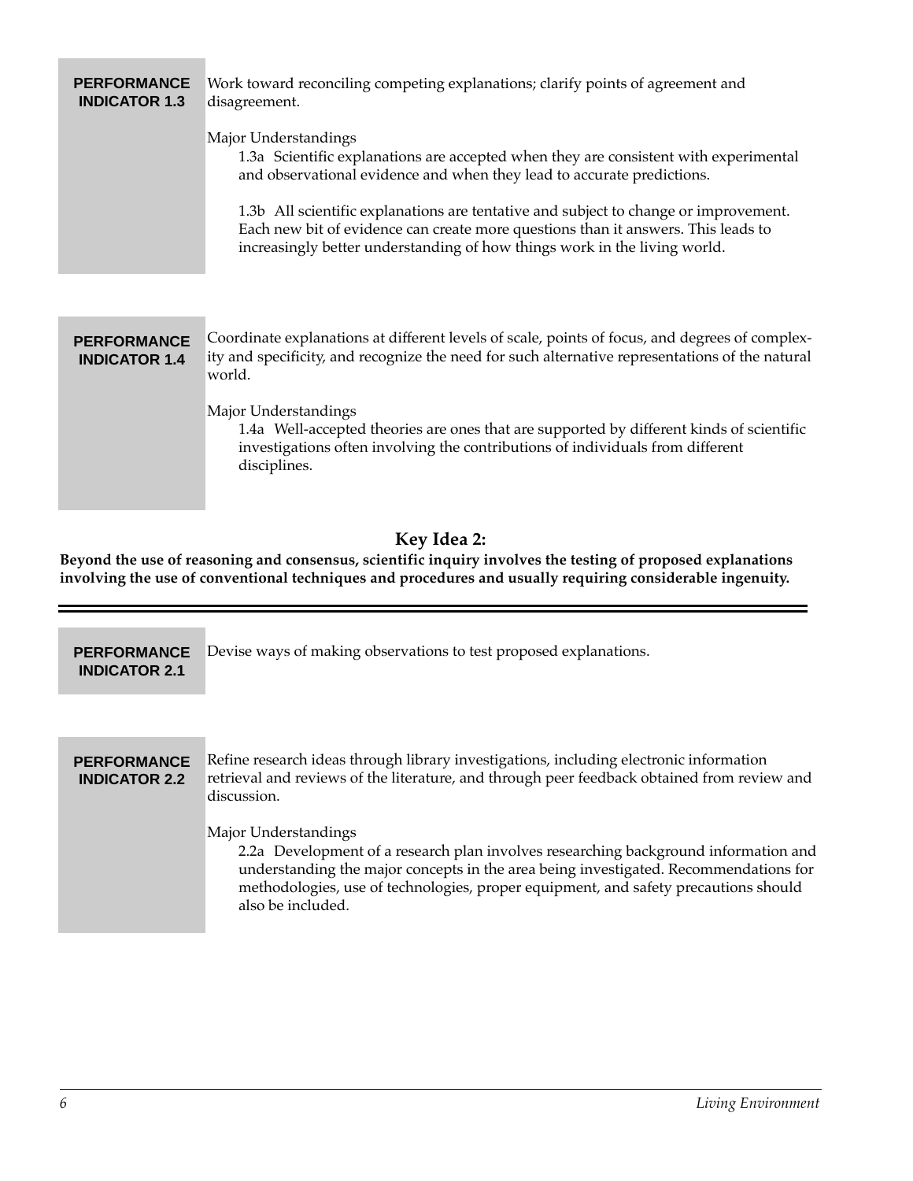**PERFORMANCE INDICATOR 1.3**

Work toward reconciling competing explanations; clarify points of agreement and disagreement.

Major Understandings

1.3a Scientific explanations are accepted when they are consistent with experimental and observational evidence and when they lead to accurate predictions.

1.3b All scientific explanations are tentative and subject to change or improvement. Each new bit of evidence can create more questions than it answers. This leads to increasingly better understanding of how things work in the living world.

**PERFORMANCE INDICATOR 1.4**

Coordinate explanations at different levels of scale, points of focus, and degrees of complexity and specificity, and recognize the need for such alternative representations of the natural world.

Major Understandings

1.4a Well-accepted theories are ones that are supported by different kinds of scientific investigations often involving the contributions of individuals from different disciplines.

## Key Idea 2:

**Beyond the use of reasoning and consensus, scientific inquiry involves the testing of proposed explanations involving the use of conventional techniques and procedures and usually requiring considerable ingenuity.**

---

**PERFORMANCE INDICATOR 2.1**

Devise ways of making observations to test proposed explanations.

**PERFORMANCE INDICATOR 2.2**

Refine research ideas through library investigations, including electronic information retrieval and reviews of the literature, and through peer feedback obtained from review and discussion.

Major Understandings

2.2a Development of a research plan involves researching background information and understanding the major concepts in the area being investigated. Recommendations for methodologies, use of technologies, proper equipment, and safety precautions should also be included.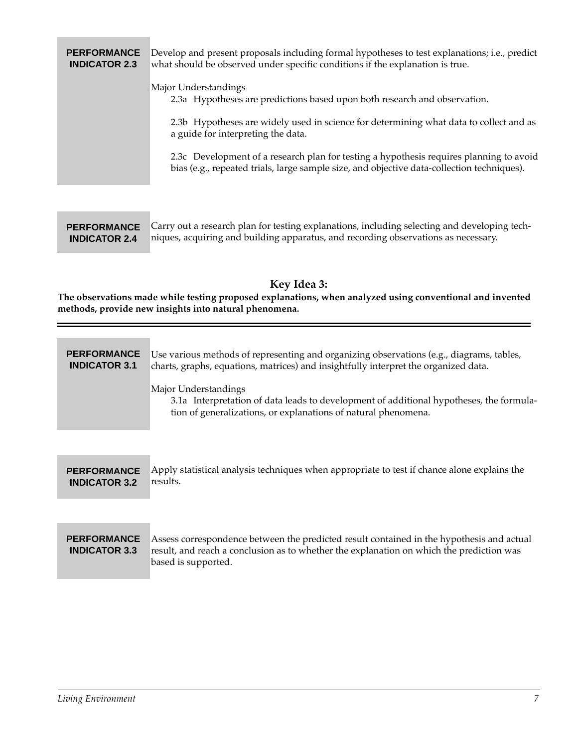**PERFORMANCE INDICATOR 2.3**

Develop and present proposals including formal hypotheses to test explanations; i.e., predict what should be observed under specific conditions if the explanation is true.

Major Understandings

- 2.3a Hypotheses are predictions based upon both research and observation.
- 2.3b Hypotheses are widely used in science for determining what data to collect and as a guide for interpreting the data.
- 2.3c Development of a research plan for testing a hypothesis requires planning to avoid bias (e.g., repeated trials, large sample size, and objective data-collection techniques).

**PERFORMANCE INDICATOR 2.4**

Carry out a research plan for testing explanations, including selecting and developing techniques, acquiring and building apparatus, and recording observations as necessary.

## Key Idea 3:

**The observations made while testing proposed explanations, when analyzed using conventional and invented methods, provide new insights into natural phenomena.**

**PERFORMANCE INDICATOR 3.1**

Use various methods of representing and organizing observations (e.g., diagrams, tables, charts, graphs, equations, matrices) and insightfully interpret the organized data.

Major Understandings

- 3.1a Interpretation of data leads to development of additional hypotheses, the formulation of generalizations, or explanations of natural phenomena.

**PERFORMANCE INDICATOR 3.2**

Apply statistical analysis techniques when appropriate to test if chance alone explains the results.

**PERFORMANCE INDICATOR 3.3**

Assess correspondence between the predicted result contained in the hypothesis and actual result, and reach a conclusion as to whether the explanation on which the prediction was based is supported.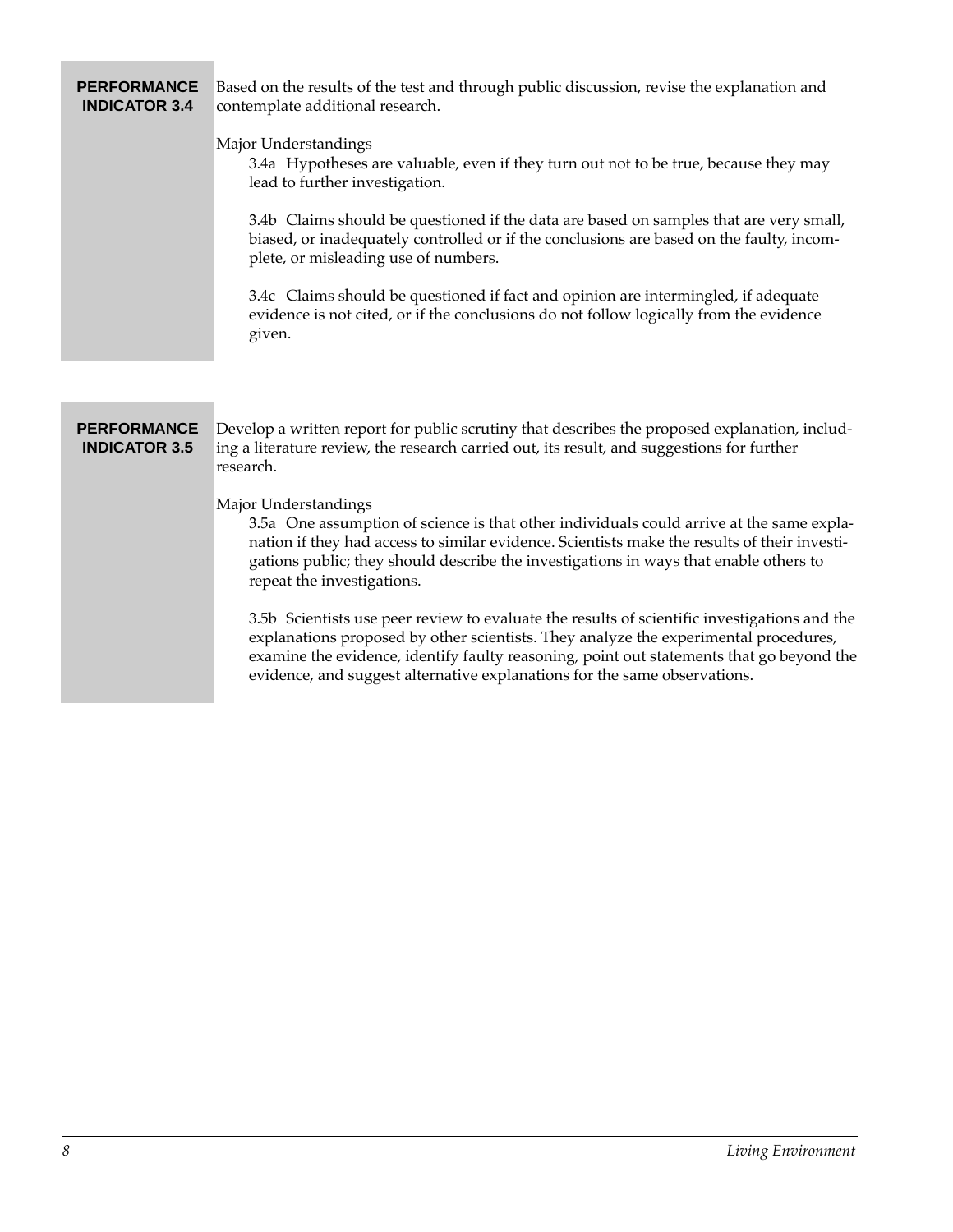**PERFORMANCE INDICATOR 3.4**

Based on the results of the test and through public discussion, revise the explanation and contemplate additional research.

Major Understandings

3.4a Hypotheses are valuable, even if they turn out not to be true, because they may lead to further investigation.

3.4b Claims should be questioned if the data are based on samples that are very small, biased, or inadequately controlled or if the conclusions are based on the faulty, incomplete, or misleading use of numbers.

3.4c Claims should be questioned if fact and opinion are intermingled, if adequate evidence is not cited, or if the conclusions do not follow logically from the evidence given.

**PERFORMANCE INDICATOR 3.5**

Develop a written report for public scrutiny that describes the proposed explanation, including a literature review, the research carried out, its result, and suggestions for further research.

Major Understandings

3.5a One assumption of science is that other individuals could arrive at the same explanation if they had access to similar evidence. Scientists make the results of their investigations public; they should describe the investigations in ways that enable others to repeat the investigations.

3.5b Scientists use peer review to evaluate the results of scientific investigations and the explanations proposed by other scientists. They analyze the experimental procedures, examine the evidence, identify faulty reasoning, point out statements that go beyond the evidence, and suggest alternative explanations for the same observations.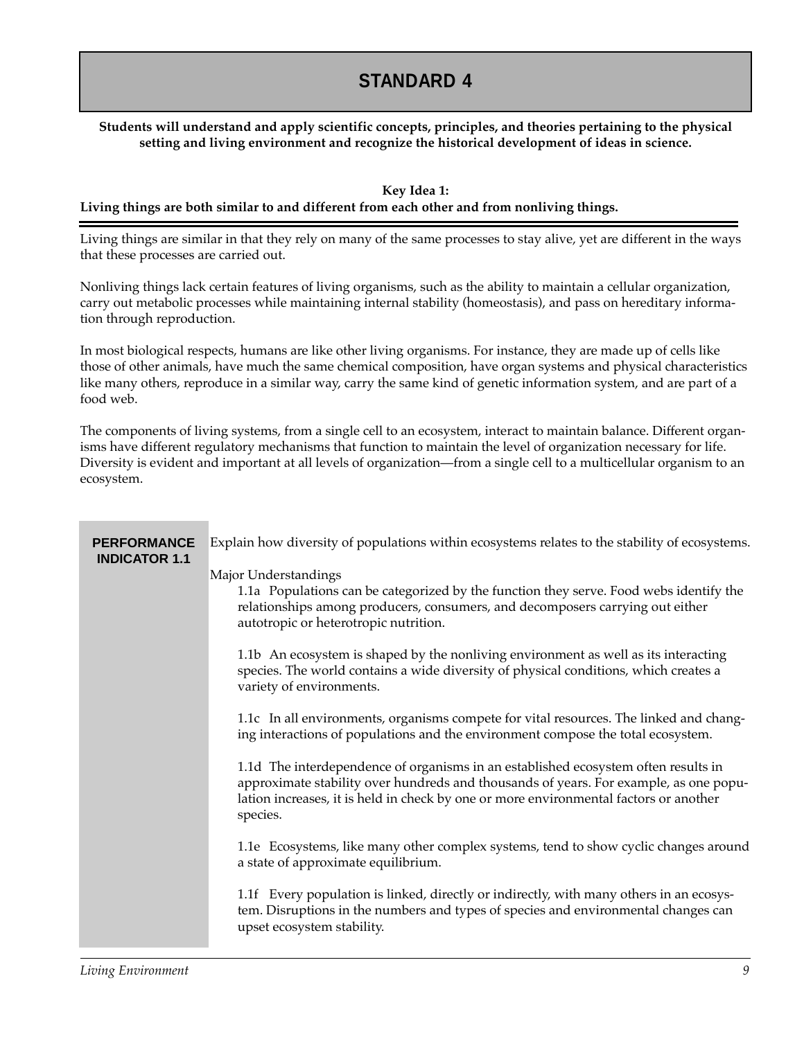# STANDARD 4

**Students will understand and apply scientific concepts, principles, and theories pertaining to the physical setting and living environment and recognize the historical development of ideas in science.**

**Key Idea 1:**
**Living things are both similar to and different from each other and from nonliving things.**

Living things are similar in that they rely on many of the same processes to stay alive, yet are different in the ways that these processes are carried out.

Nonliving things lack certain features of living organisms, such as the ability to maintain a cellular organization, carry out metabolic processes while maintaining internal stability (homeostasis), and pass on hereditary information through reproduction.

In most biological respects, humans are like other living organisms. For instance, they are made up of cells like those of other animals, have much the same chemical composition, have organ systems and physical characteristics like many others, reproduce in a similar way, carry the same kind of genetic information system, and are part of a food web.

The components of living systems, from a single cell to an ecosystem, interact to maintain balance. Different organisms have different regulatory mechanisms that function to maintain the level of organization necessary for life. Diversity is evident and important at all levels of organization—from a single cell to a multicellular organism to an ecosystem.

**PERFORMANCE INDICATOR 1.1**

Explain how diversity of populations within ecosystems relates to the stability of ecosystems.

Major Understandings

1.1a Populations can be categorized by the function they serve. Food webs identify the relationships among producers, consumers, and decomposers carrying out either autotropic or heterotropic nutrition.

1.1b An ecosystem is shaped by the nonliving environment as well as its interacting species. The world contains a wide diversity of physical conditions, which creates a variety of environments.

1.1c In all environments, organisms compete for vital resources. The linked and changing interactions of populations and the environment compose the total ecosystem.

1.1d The interdependence of organisms in an established ecosystem often results in approximate stability over hundreds and thousands of years. For example, as one population increases, it is held in check by one or more environmental factors or another species.

1.1e Ecosystems, like many other complex systems, tend to show cyclic changes around a state of approximate equilibrium.

1.1f Every population is linked, directly or indirectly, with many others in an ecosystem. Disruptions in the numbers and types of species and environmental changes can upset ecosystem stability.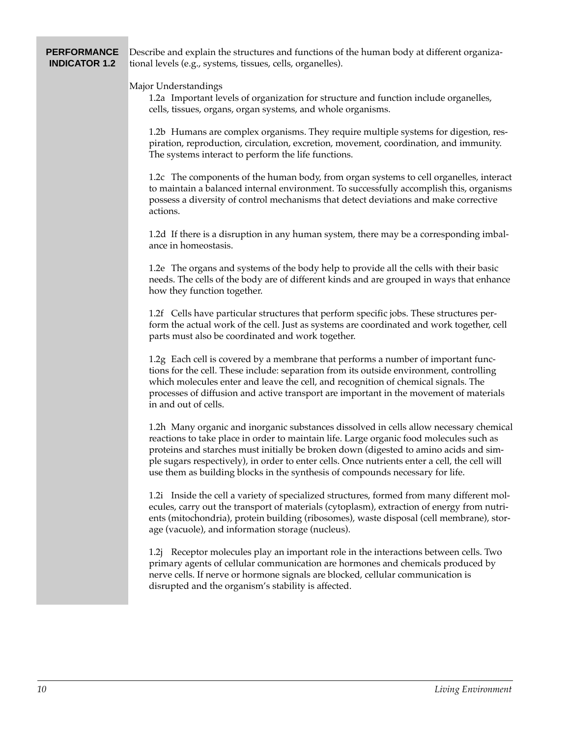**PERFORMANCE INDICATOR 1.2**

Describe and explain the structures and functions of the human body at different organizational levels (e.g., systems, tissues, cells, organelles).

Major Understandings

1.2a Important levels of organization for structure and function include organelles, cells, tissues, organs, organ systems, and whole organisms.

1.2b Humans are complex organisms. They require multiple systems for digestion, respiration, reproduction, circulation, excretion, movement, coordination, and immunity. The systems interact to perform the life functions.

1.2c The components of the human body, from organ systems to cell organelles, interact to maintain a balanced internal environment. To successfully accomplish this, organisms possess a diversity of control mechanisms that detect deviations and make corrective actions.

1.2d If there is a disruption in any human system, there may be a corresponding imbalance in homeostasis.

1.2e The organs and systems of the body help to provide all the cells with their basic needs. The cells of the body are of different kinds and are grouped in ways that enhance how they function together.

1.2f Cells have particular structures that perform specific jobs. These structures perform the actual work of the cell. Just as systems are coordinated and work together, cell parts must also be coordinated and work together.

1.2g Each cell is covered by a membrane that performs a number of important functions for the cell. These include: separation from its outside environment, controlling which molecules enter and leave the cell, and recognition of chemical signals. The processes of diffusion and active transport are important in the movement of materials in and out of cells.

1.2h Many organic and inorganic substances dissolved in cells allow necessary chemical reactions to take place in order to maintain life. Large organic food molecules such as proteins and starches must initially be broken down (digested to amino acids and simple sugars respectively), in order to enter cells. Once nutrients enter a cell, the cell will use them as building blocks in the synthesis of compounds necessary for life.

1.2i Inside the cell a variety of specialized structures, formed from many different molecules, carry out the transport of materials (cytoplasm), extraction of energy from nutrients (mitochondria), protein building (ribosomes), waste disposal (cell membrane), storage (vacuole), and information storage (nucleus).

1.2j Receptor molecules play an important role in the interactions between cells. Two primary agents of cellular communication are hormones and chemicals produced by nerve cells. If nerve or hormone signals are blocked, cellular communication is disrupted and the organism's stability is affected.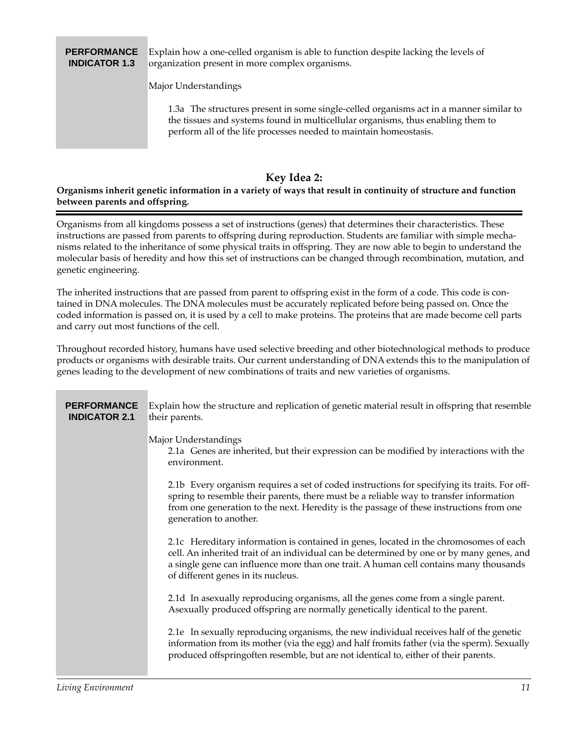**PERFORMANCE INDICATOR 1.3**

Explain how a one-celled organism is able to function despite lacking the levels of organization present in more complex organisms.

Major Understandings

1.3a The structures present in some single-celled organisms act in a manner similar to the tissues and systems found in multicellular organisms, thus enabling them to perform all of the life processes needed to maintain homeostasis.

## Key Idea 2:

**Organisms inherit genetic information in a variety of ways that result in continuity of structure and function between parents and offspring.**

Organisms from all kingdoms possess a set of instructions (genes) that determines their characteristics. These instructions are passed from parents to offspring during reproduction. Students are familiar with simple mechanisms related to the inheritance of some physical traits in offspring. They are now able to begin to understand the molecular basis of heredity and how this set of instructions can be changed through recombination, mutation, and genetic engineering.

The inherited instructions that are passed from parent to offspring exist in the form of a code. This code is contained in DNA molecules. The DNA molecules must be accurately replicated before being passed on. Once the coded information is passed on, it is used by a cell to make proteins. The proteins that are made become cell parts and carry out most functions of the cell.

Throughout recorded history, humans have used selective breeding and other biotechnological methods to produce products or organisms with desirable traits. Our current understanding of DNA extends this to the manipulation of genes leading to the development of new combinations of traits and new varieties of organisms.

**PERFORMANCE INDICATOR 2.1**

Explain how the structure and replication of genetic material result in offspring that resemble their parents.

Major Understandings

2.1a Genes are inherited, but their expression can be modified by interactions with the environment.

2.1b Every organism requires a set of coded instructions for specifying its traits. For offspring to resemble their parents, there must be a reliable way to transfer information from one generation to the next. Heredity is the passage of these instructions from one generation to another.

2.1c Hereditary information is contained in genes, located in the chromosomes of each cell. An inherited trait of an individual can be determined by one or by many genes, and a single gene can influence more than one trait. A human cell contains many thousands of different genes in its nucleus.

2.1d In asexually reproducing organisms, all the genes come from a single parent. Asexually produced offspring are normally genetically identical to the parent.

2.1e In sexually reproducing organisms, the new individual receives half of the genetic information from its mother (via the egg) and half fromits father (via the sperm). Sexually produced offspringoften resemble, but are not identical to, either of their parents.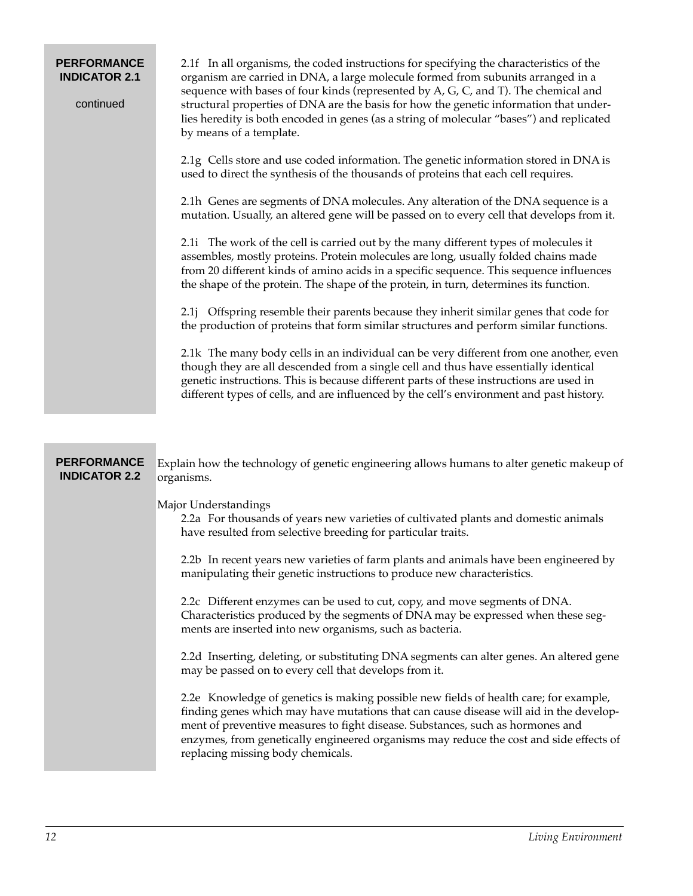**PERFORMANCE INDICATOR 2.1**

continued

2.1f In all organisms, the coded instructions for specifying the characteristics of the organism are carried in DNA, a large molecule formed from subunits arranged in a sequence with bases of four kinds (represented by A, G, C, and T). The chemical and structural properties of DNA are the basis for how the genetic information that underlies heredity is both encoded in genes (as a string of molecular "bases") and replicated by means of a template.

2.1g Cells store and use coded information. The genetic information stored in DNA is used to direct the synthesis of the thousands of proteins that each cell requires.

2.1h Genes are segments of DNA molecules. Any alteration of the DNA sequence is a mutation. Usually, an altered gene will be passed on to every cell that develops from it.

2.1i The work of the cell is carried out by the many different types of molecules it assembles, mostly proteins. Protein molecules are long, usually folded chains made from 20 different kinds of amino acids in a specific sequence. This sequence influences the shape of the protein. The shape of the protein, in turn, determines its function.

2.1j Offspring resemble their parents because they inherit similar genes that code for the production of proteins that form similar structures and perform similar functions.

2.1k The many body cells in an individual can be very different from one another, even though they are all descended from a single cell and thus have essentially identical genetic instructions. This is because different parts of these instructions are used in different types of cells, and are influenced by the cell's environment and past history.

**PERFORMANCE INDICATOR 2.2**

Explain how the technology of genetic engineering allows humans to alter genetic makeup of organisms.

Major Understandings

2.2a For thousands of years new varieties of cultivated plants and domestic animals have resulted from selective breeding for particular traits.

2.2b In recent years new varieties of farm plants and animals have been engineered by manipulating their genetic instructions to produce new characteristics.

2.2c Different enzymes can be used to cut, copy, and move segments of DNA. Characteristics produced by the segments of DNA may be expressed when these segments are inserted into new organisms, such as bacteria.

2.2d Inserting, deleting, or substituting DNA segments can alter genes. An altered gene may be passed on to every cell that develops from it.

2.2e Knowledge of genetics is making possible new fields of health care; for example, finding genes which may have mutations that can cause disease will aid in the development of preventive measures to fight disease. Substances, such as hormones and enzymes, from genetically engineered organisms may reduce the cost and side effects of replacing missing body chemicals.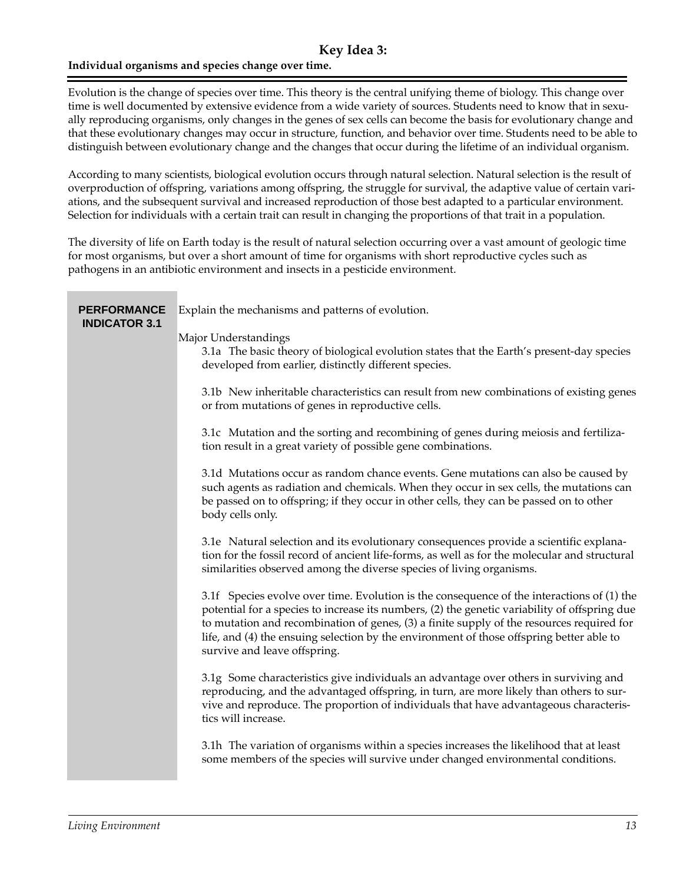## Key Idea 3:

**Individual organisms and species change over time.**

Evolution is the change of species over time. This theory is the central unifying theme of biology. This change over time is well documented by extensive evidence from a wide variety of sources. Students need to know that in sexually reproducing organisms, only changes in the genes of sex cells can become the basis for evolutionary change and that these evolutionary changes may occur in structure, function, and behavior over time. Students need to be able to distinguish between evolutionary change and the changes that occur during the lifetime of an individual organism.

According to many scientists, biological evolution occurs through natural selection. Natural selection is the result of overproduction of offspring, variations among offspring, the struggle for survival, the adaptive value of certain variations, and the subsequent survival and increased reproduction of those best adapted to a particular environment. Selection for individuals with a certain trait can result in changing the proportions of that trait in a population.

The diversity of life on Earth today is the result of natural selection occurring over a vast amount of geologic time for most organisms, but over a short amount of time for organisms with short reproductive cycles such as pathogens in an antibiotic environment and insects in a pesticide environment.

**PERFORMANCE INDICATOR 3.1**

Explain the mechanisms and patterns of evolution.

Major Understandings

3.1a The basic theory of biological evolution states that the Earth's present-day species developed from earlier, distinctly different species.

3.1b New inheritable characteristics can result from new combinations of existing genes or from mutations of genes in reproductive cells.

3.1c Mutation and the sorting and recombining of genes during meiosis and fertilization result in a great variety of possible gene combinations.

3.1d Mutations occur as random chance events. Gene mutations can also be caused by such agents as radiation and chemicals. When they occur in sex cells, the mutations can be passed on to offspring; if they occur in other cells, they can be passed on to other body cells only.

3.1e Natural selection and its evolutionary consequences provide a scientific explanation for the fossil record of ancient life-forms, as well as for the molecular and structural similarities observed among the diverse species of living organisms.

3.1f Species evolve over time. Evolution is the consequence of the interactions of (1) the potential for a species to increase its numbers, (2) the genetic variability of offspring due to mutation and recombination of genes, (3) a finite supply of the resources required for life, and (4) the ensuing selection by the environment of those offspring better able to survive and leave offspring.

3.1g Some characteristics give individuals an advantage over others in surviving and reproducing, and the advantaged offspring, in turn, are more likely than others to survive and reproduce. The proportion of individuals that have advantageous characteristics will increase.

3.1h The variation of organisms within a species increases the likelihood that at least some members of the species will survive under changed environmental conditions.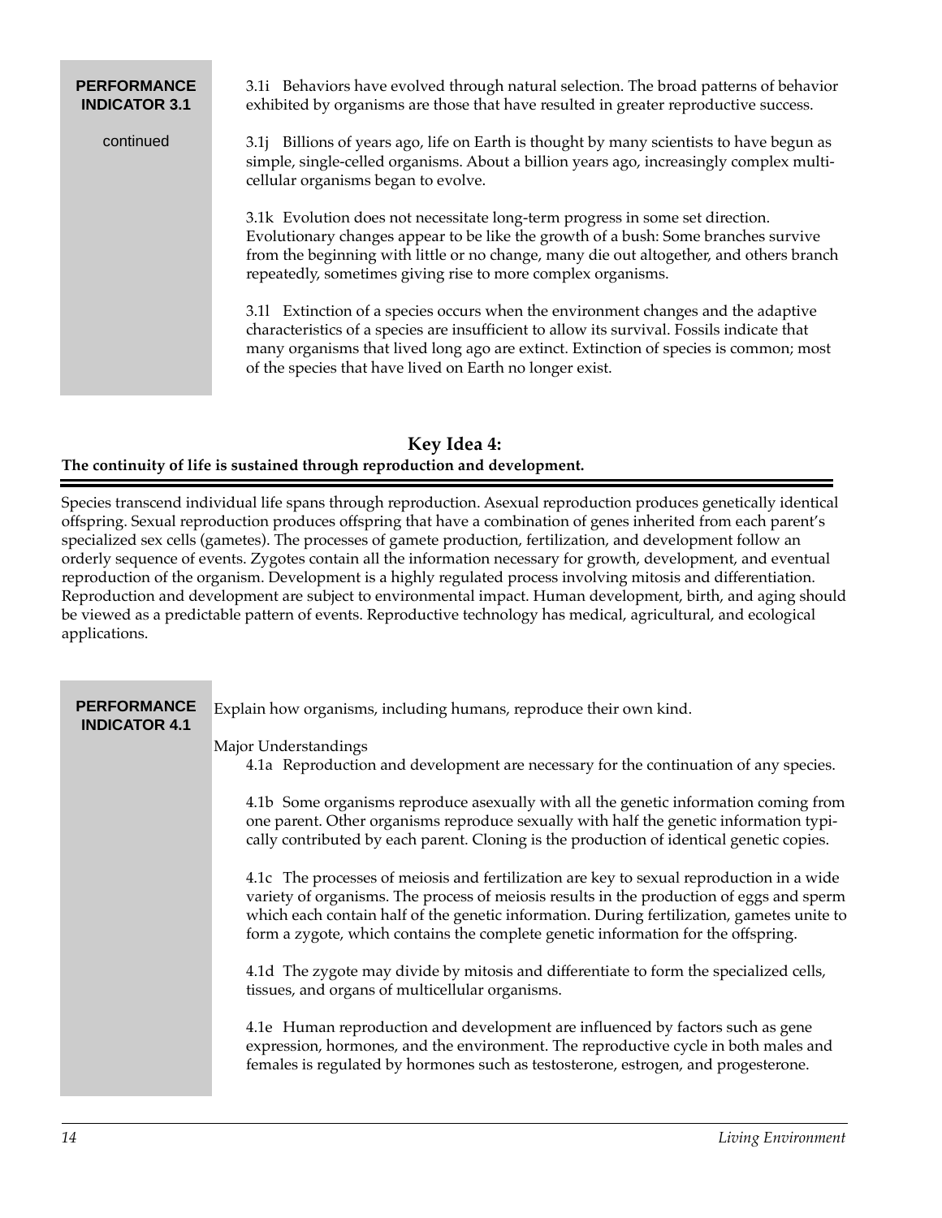**PERFORMANCE INDICATOR 3.1**

continued

3.1i Behaviors have evolved through natural selection. The broad patterns of behavior exhibited by organisms are those that have resulted in greater reproductive success.

3.1j Billions of years ago, life on Earth is thought by many scientists to have begun as simple, single-celled organisms. About a billion years ago, increasingly complex multicellular organisms began to evolve.

3.1k Evolution does not necessitate long-term progress in some set direction. Evolutionary changes appear to be like the growth of a bush: Some branches survive from the beginning with little or no change, many die out altogether, and others branch repeatedly, sometimes giving rise to more complex organisms.

3.1l Extinction of a species occurs when the environment changes and the adaptive characteristics of a species are insufficient to allow its survival. Fossils indicate that many organisms that lived long ago are extinct. Extinction of species is common; most of the species that have lived on Earth no longer exist.

## Key Idea 4:

**The continuity of life is sustained through reproduction and development.**

Species transcend individual life spans through reproduction. Asexual reproduction produces genetically identical offspring. Sexual reproduction produces offspring that have a combination of genes inherited from each parent's specialized sex cells (gametes). The processes of gamete production, fertilization, and development follow an orderly sequence of events. Zygotes contain all the information necessary for growth, development, and eventual reproduction of the organism. Development is a highly regulated process involving mitosis and differentiation. Reproduction and development are subject to environmental impact. Human development, birth, and aging should be viewed as a predictable pattern of events. Reproductive technology has medical, agricultural, and ecological applications.

**PERFORMANCE INDICATOR 4.1**

Explain how organisms, including humans, reproduce their own kind.

Major Understandings

4.1a Reproduction and development are necessary for the continuation of any species.

4.1b Some organisms reproduce asexually with all the genetic information coming from one parent. Other organisms reproduce sexually with half the genetic information typically contributed by each parent. Cloning is the production of identical genetic copies.

4.1c The processes of meiosis and fertilization are key to sexual reproduction in a wide variety of organisms. The process of meiosis results in the production of eggs and sperm which each contain half of the genetic information. During fertilization, gametes unite to form a zygote, which contains the complete genetic information for the offspring.

4.1d The zygote may divide by mitosis and differentiate to form the specialized cells, tissues, and organs of multicellular organisms.

4.1e Human reproduction and development are influenced by factors such as gene expression, hormones, and the environment. The reproductive cycle in both males and females is regulated by hormones such as testosterone, estrogen, and progesterone.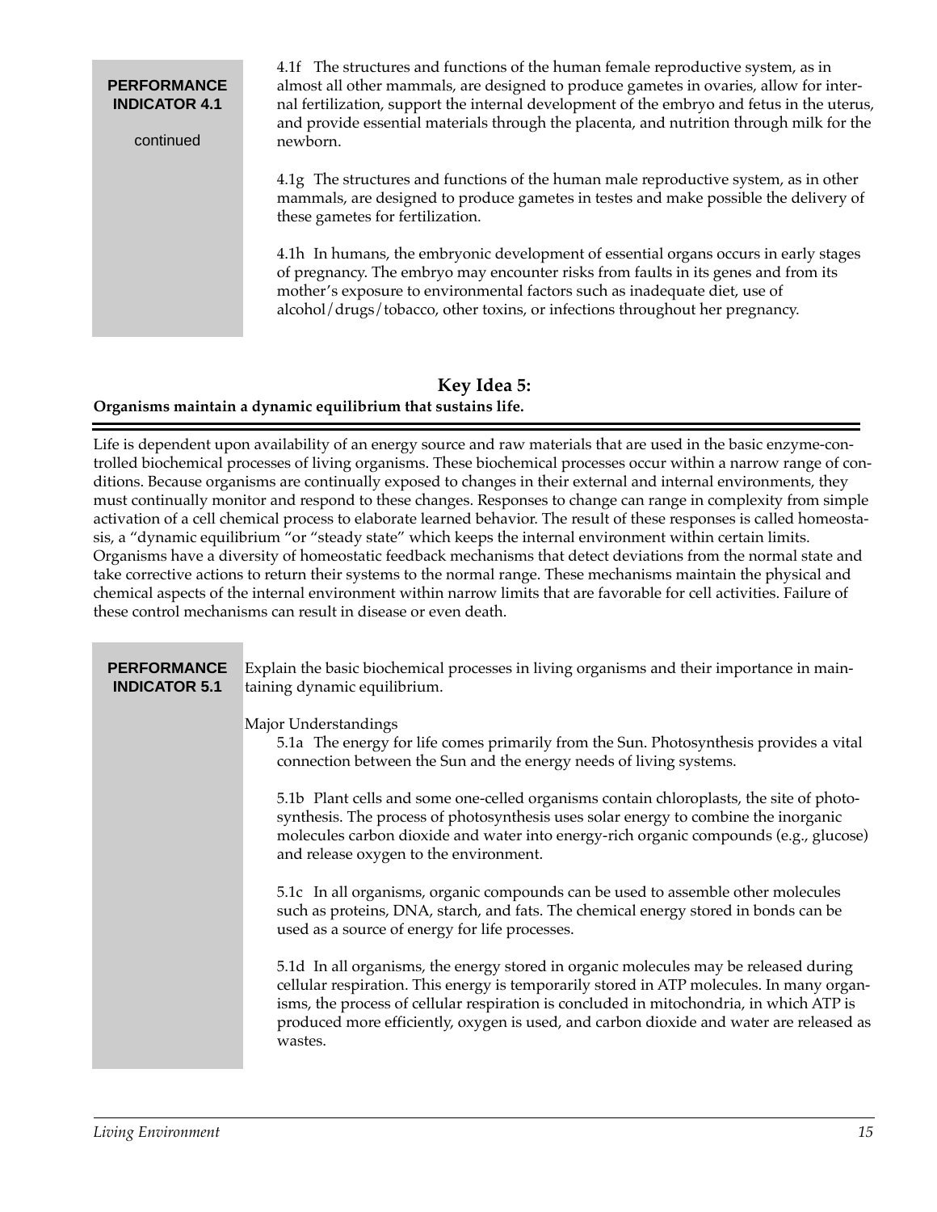**PERFORMANCE INDICATOR 4.1**

continued

4.1f The structures and functions of the human female reproductive system, as in almost all other mammals, are designed to produce gametes in ovaries, allow for internal fertilization, support the internal development of the embryo and fetus in the uterus, and provide essential materials through the placenta, and nutrition through milk for the newborn.

4.1g The structures and functions of the human male reproductive system, as in other mammals, are designed to produce gametes in testes and make possible the delivery of these gametes for fertilization.

4.1h In humans, the embryonic development of essential organs occurs in early stages of pregnancy. The embryo may encounter risks from faults in its genes and from its mother's exposure to environmental factors such as inadequate diet, use of alcohol/drugs/tobacco, other toxins, or infections throughout her pregnancy.

## Key Idea 5:

**Organisms maintain a dynamic equilibrium that sustains life.**

Life is dependent upon availability of an energy source and raw materials that are used in the basic enzyme-controlled biochemical processes of living organisms. These biochemical processes occur within a narrow range of conditions. Because organisms are continually exposed to changes in their external and internal environments, they must continually monitor and respond to these changes. Responses to change can range in complexity from simple activation of a cell chemical process to elaborate learned behavior. The result of these responses is called homeostasis, a "dynamic equilibrium "or "steady state" which keeps the internal environment within certain limits. Organisms have a diversity of homeostatic feedback mechanisms that detect deviations from the normal state and take corrective actions to return their systems to the normal range. These mechanisms maintain the physical and chemical aspects of the internal environment within narrow limits that are favorable for cell activities. Failure of these control mechanisms can result in disease or even death.

**PERFORMANCE INDICATOR 5.1**

Explain the basic biochemical processes in living organisms and their importance in maintaining dynamic equilibrium.

Major Understandings

5.1a The energy for life comes primarily from the Sun. Photosynthesis provides a vital connection between the Sun and the energy needs of living systems.

5.1b Plant cells and some one-celled organisms contain chloroplasts, the site of photosynthesis. The process of photosynthesis uses solar energy to combine the inorganic molecules carbon dioxide and water into energy-rich organic compounds (e.g., glucose) and release oxygen to the environment.

5.1c In all organisms, organic compounds can be used to assemble other molecules such as proteins, DNA, starch, and fats. The chemical energy stored in bonds can be used as a source of energy for life processes.

5.1d In all organisms, the energy stored in organic molecules may be released during cellular respiration. This energy is temporarily stored in ATP molecules. In many organisms, the process of cellular respiration is concluded in mitochondria, in which ATP is produced more efficiently, oxygen is used, and carbon dioxide and water are released as wastes.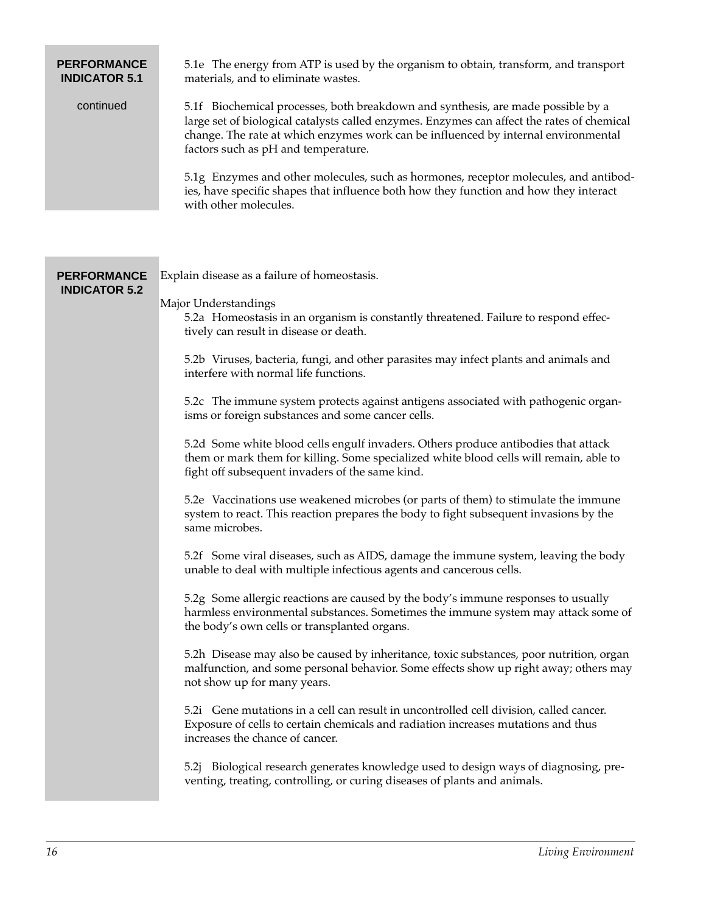**PERFORMANCE INDICATOR 5.1**

continued

5.1e The energy from ATP is used by the organism to obtain, transform, and transport materials, and to eliminate wastes.

5.1f Biochemical processes, both breakdown and synthesis, are made possible by a large set of biological catalysts called enzymes. Enzymes can affect the rates of chemical change. The rate at which enzymes work can be influenced by internal environmental factors such as pH and temperature.

5.1g Enzymes and other molecules, such as hormones, receptor molecules, and antibodies, have specific shapes that influence both how they function and how they interact with other molecules.

**PERFORMANCE INDICATOR 5.2**

Explain disease as a failure of homeostasis.

Major Understandings

5.2a Homeostasis in an organism is constantly threatened. Failure to respond effectively can result in disease or death.

5.2b Viruses, bacteria, fungi, and other parasites may infect plants and animals and interfere with normal life functions.

5.2c The immune system protects against antigens associated with pathogenic organisms or foreign substances and some cancer cells.

5.2d Some white blood cells engulf invaders. Others produce antibodies that attack them or mark them for killing. Some specialized white blood cells will remain, able to fight off subsequent invaders of the same kind.

5.2e Vaccinations use weakened microbes (or parts of them) to stimulate the immune system to react. This reaction prepares the body to fight subsequent invasions by the same microbes.

5.2f Some viral diseases, such as AIDS, damage the immune system, leaving the body unable to deal with multiple infectious agents and cancerous cells.

5.2g Some allergic reactions are caused by the body's immune responses to usually harmless environmental substances. Sometimes the immune system may attack some of the body's own cells or transplanted organs.

5.2h Disease may also be caused by inheritance, toxic substances, poor nutrition, organ malfunction, and some personal behavior. Some effects show up right away; others may not show up for many years.

5.2i Gene mutations in a cell can result in uncontrolled cell division, called cancer. Exposure of cells to certain chemicals and radiation increases mutations and thus increases the chance of cancer.

5.2j Biological research generates knowledge used to design ways of diagnosing, preventing, treating, controlling, or curing diseases of plants and animals.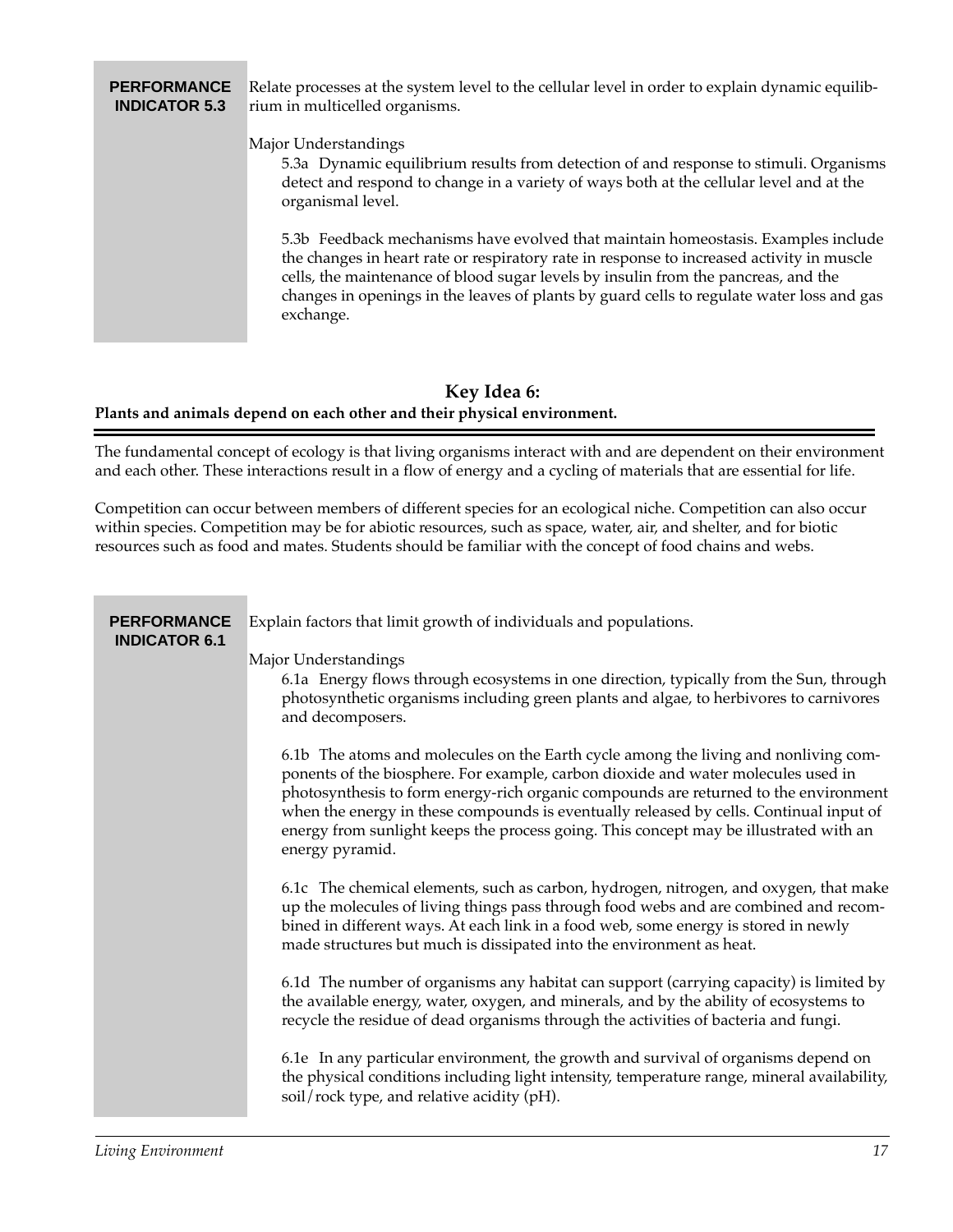**PERFORMANCE INDICATOR 5.3**

Relate processes at the system level to the cellular level in order to explain dynamic equilibrium in multicelled organisms.

Major Understandings

5.3a Dynamic equilibrium results from detection of and response to stimuli. Organisms detect and respond to change in a variety of ways both at the cellular level and at the organismal level.

5.3b Feedback mechanisms have evolved that maintain homeostasis. Examples include the changes in heart rate or respiratory rate in response to increased activity in muscle cells, the maintenance of blood sugar levels by insulin from the pancreas, and the changes in openings in the leaves of plants by guard cells to regulate water loss and gas exchange.

## Key Idea 6:

**Plants and animals depend on each other and their physical environment.**

The fundamental concept of ecology is that living organisms interact with and are dependent on their environment and each other. These interactions result in a flow of energy and a cycling of materials that are essential for life.

Competition can occur between members of different species for an ecological niche. Competition can also occur within species. Competition may be for abiotic resources, such as space, water, air, and shelter, and for biotic resources such as food and mates. Students should be familiar with the concept of food chains and webs.

**PERFORMANCE INDICATOR 6.1**

Explain factors that limit growth of individuals and populations.

Major Understandings

6.1a Energy flows through ecosystems in one direction, typically from the Sun, through photosynthetic organisms including green plants and algae, to herbivores to carnivores and decomposers.

6.1b The atoms and molecules on the Earth cycle among the living and nonliving components of the biosphere. For example, carbon dioxide and water molecules used in photosynthesis to form energy-rich organic compounds are returned to the environment when the energy in these compounds is eventually released by cells. Continual input of energy from sunlight keeps the process going. This concept may be illustrated with an energy pyramid.

6.1c The chemical elements, such as carbon, hydrogen, nitrogen, and oxygen, that make up the molecules of living things pass through food webs and are combined and recombined in different ways. At each link in a food web, some energy is stored in newly made structures but much is dissipated into the environment as heat.

6.1d The number of organisms any habitat can support (carrying capacity) is limited by the available energy, water, oxygen, and minerals, and by the ability of ecosystems to recycle the residue of dead organisms through the activities of bacteria and fungi.

6.1e In any particular environment, the growth and survival of organisms depend on the physical conditions including light intensity, temperature range, mineral availability, soil/rock type, and relative acidity (pH).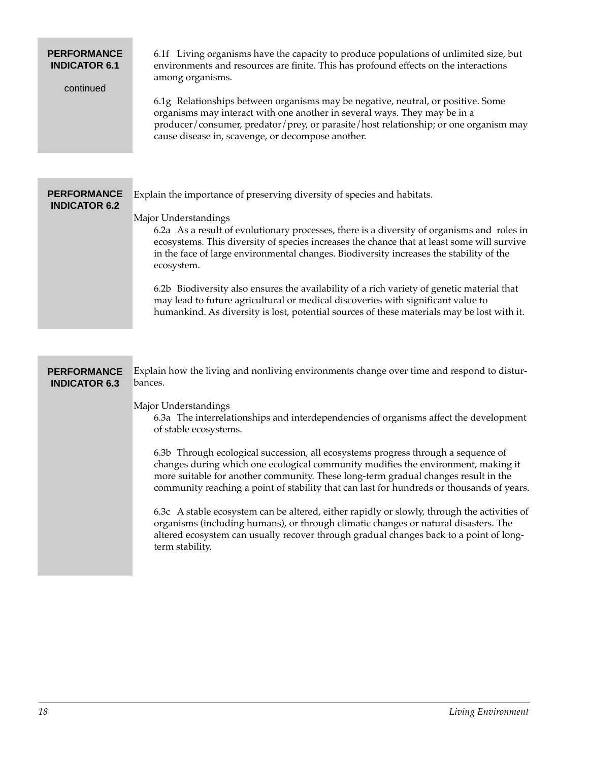**PERFORMANCE INDICATOR 6.1**

continued

6.1f Living organisms have the capacity to produce populations of unlimited size, but environments and resources are finite. This has profound effects on the interactions among organisms.

6.1g Relationships between organisms may be negative, neutral, or positive. Some organisms may interact with one another in several ways. They may be in a producer/consumer, predator/prey, or parasite/host relationship; or one organism may cause disease in, scavenge, or decompose another.

**PERFORMANCE INDICATOR 6.2**

Explain the importance of preserving diversity of species and habitats.

Major Understandings

6.2a As a result of evolutionary processes, there is a diversity of organisms and roles in ecosystems. This diversity of species increases the chance that at least some will survive in the face of large environmental changes. Biodiversity increases the stability of the ecosystem.

6.2b Biodiversity also ensures the availability of a rich variety of genetic material that may lead to future agricultural or medical discoveries with significant value to humankind. As diversity is lost, potential sources of these materials may be lost with it.

**PERFORMANCE INDICATOR 6.3**

Explain how the living and nonliving environments change over time and respond to disturbances.

Major Understandings

6.3a The interrelationships and interdependencies of organisms affect the development of stable ecosystems.

6.3b Through ecological succession, all ecosystems progress through a sequence of changes during which one ecological community modifies the environment, making it more suitable for another community. These long-term gradual changes result in the community reaching a point of stability that can last for hundreds or thousands of years.

6.3c A stable ecosystem can be altered, either rapidly or slowly, through the activities of organisms (including humans), or through climatic changes or natural disasters. The altered ecosystem can usually recover through gradual changes back to a point of long-term stability.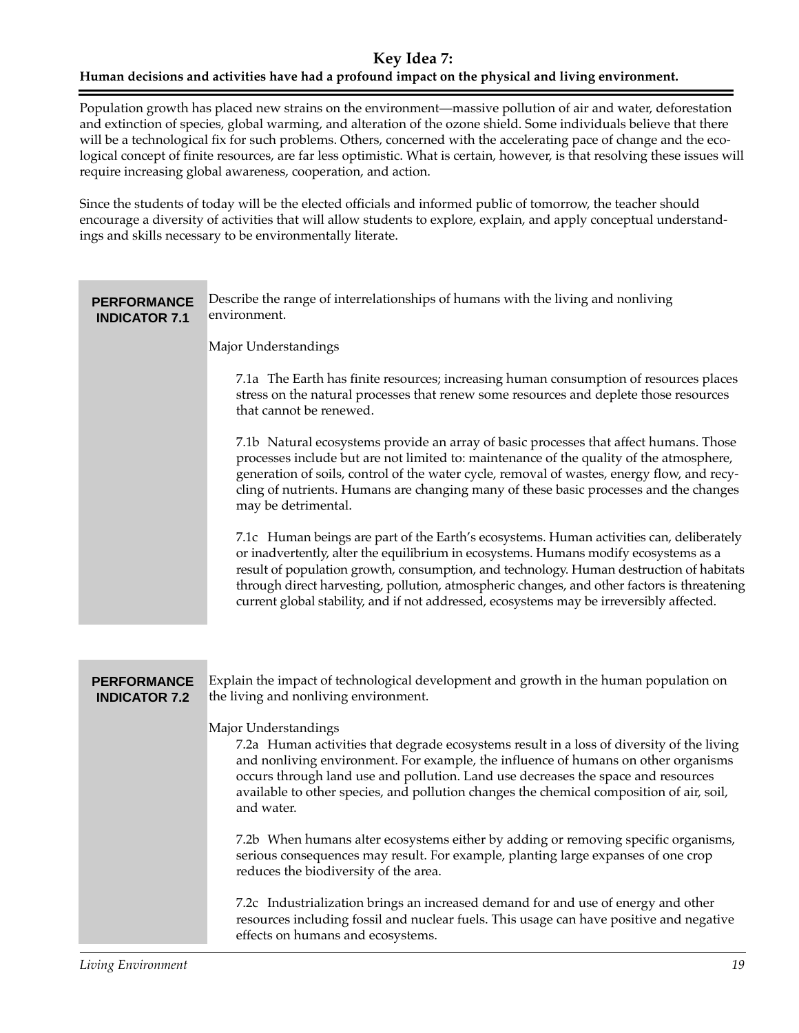## Key Idea 7:

**Human decisions and activities have had a profound impact on the physical and living environment.**

Population growth has placed new strains on the environment—massive pollution of air and water, deforestation and extinction of species, global warming, and alteration of the ozone shield. Some individuals believe that there will be a technological fix for such problems. Others, concerned with the accelerating pace of change and the ecological concept of finite resources, are far less optimistic. What is certain, however, is that resolving these issues will require increasing global awareness, cooperation, and action.

Since the students of today will be the elected officials and informed public of tomorrow, the teacher should encourage a diversity of activities that will allow students to explore, explain, and apply conceptual understandings and skills necessary to be environmentally literate.

### PERFORMANCE INDICATOR 7.1

Describe the range of interrelationships of humans with the living and nonliving environment.

Major Understandings

7.1a The Earth has finite resources; increasing human consumption of resources places stress on the natural processes that renew some resources and deplete those resources that cannot be renewed.

7.1b Natural ecosystems provide an array of basic processes that affect humans. Those processes include but are not limited to: maintenance of the quality of the atmosphere, generation of soils, control of the water cycle, removal of wastes, energy flow, and recycling of nutrients. Humans are changing many of these basic processes and the changes may be detrimental.

7.1c Human beings are part of the Earth's ecosystems. Human activities can, deliberately or inadvertently, alter the equilibrium in ecosystems. Humans modify ecosystems as a result of population growth, consumption, and technology. Human destruction of habitats through direct harvesting, pollution, atmospheric changes, and other factors is threatening current global stability, and if not addressed, ecosystems may be irreversibly affected.

### PERFORMANCE INDICATOR 7.2

Explain the impact of technological development and growth in the human population on the living and nonliving environment.

Major Understandings

7.2a Human activities that degrade ecosystems result in a loss of diversity of the living and nonliving environment. For example, the influence of humans on other organisms occurs through land use and pollution. Land use decreases the space and resources available to other species, and pollution changes the chemical composition of air, soil, and water.

7.2b When humans alter ecosystems either by adding or removing specific organisms, serious consequences may result. For example, planting large expanses of one crop reduces the biodiversity of the area.

7.2c Industrialization brings an increased demand for and use of energy and other resources including fossil and nuclear fuels. This usage can have positive and negative effects on humans and ecosystems.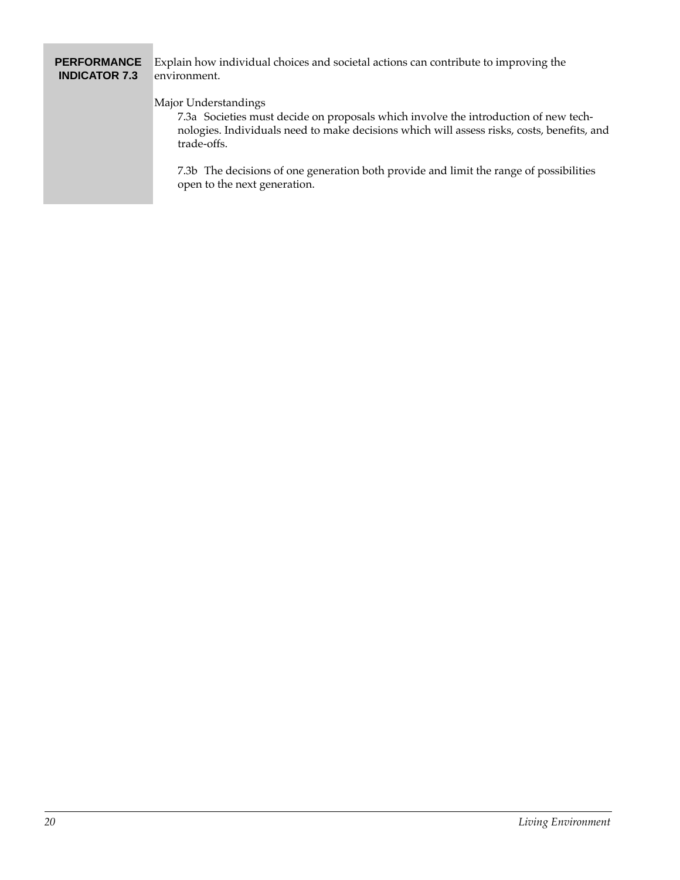**PERFORMANCE INDICATOR 7.3**

Explain how individual choices and societal actions can contribute to improving the environment.

Major Understandings

7.3a Societies must decide on proposals which involve the introduction of new technologies. Individuals need to make decisions which will assess risks, costs, benefits, and trade-offs.

7.3b The decisions of one generation both provide and limit the range of possibilities open to the next generation.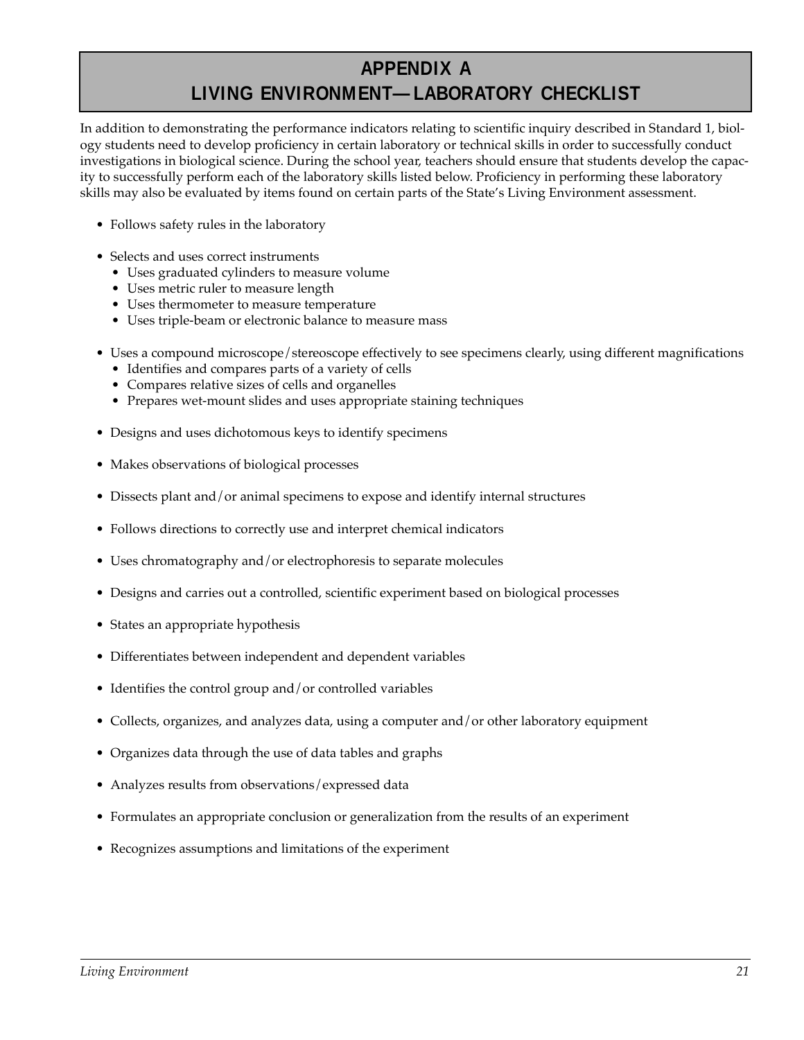# APPENDIX A
# LIVING ENVIRONMENT—LABORATORY CHECKLIST

In addition to demonstrating the performance indicators relating to scientific inquiry described in Standard 1, biology students need to develop proficiency in certain laboratory or technical skills in order to successfully conduct investigations in biological science. During the school year, teachers should ensure that students develop the capacity to successfully perform each of the laboratory skills listed below. Proficiency in performing these laboratory skills may also be evaluated by items found on certain parts of the State's Living Environment assessment.

- Follows safety rules in the laboratory
- Selects and uses correct instruments
  - Uses graduated cylinders to measure volume
  - Uses metric ruler to measure length
  - Uses thermometer to measure temperature
  - Uses triple-beam or electronic balance to measure mass
- Uses a compound microscope/stereoscope effectively to see specimens clearly, using different magnifications
  - Identifies and compares parts of a variety of cells
  - Compares relative sizes of cells and organelles
  - Prepares wet-mount slides and uses appropriate staining techniques
- Designs and uses dichotomous keys to identify specimens
- Makes observations of biological processes
- Dissects plant and/or animal specimens to expose and identify internal structures
- Follows directions to correctly use and interpret chemical indicators
- Uses chromatography and/or electrophoresis to separate molecules
- Designs and carries out a controlled, scientific experiment based on biological processes
- States an appropriate hypothesis
- Differentiates between independent and dependent variables
- Identifies the control group and/or controlled variables
- Collects, organizes, and analyzes data, using a computer and/or other laboratory equipment
- Organizes data through the use of data tables and graphs
- Analyzes results from observations/expressed data
- Formulates an appropriate conclusion or generalization from the results of an experiment
- Recognizes assumptions and limitations of the experiment